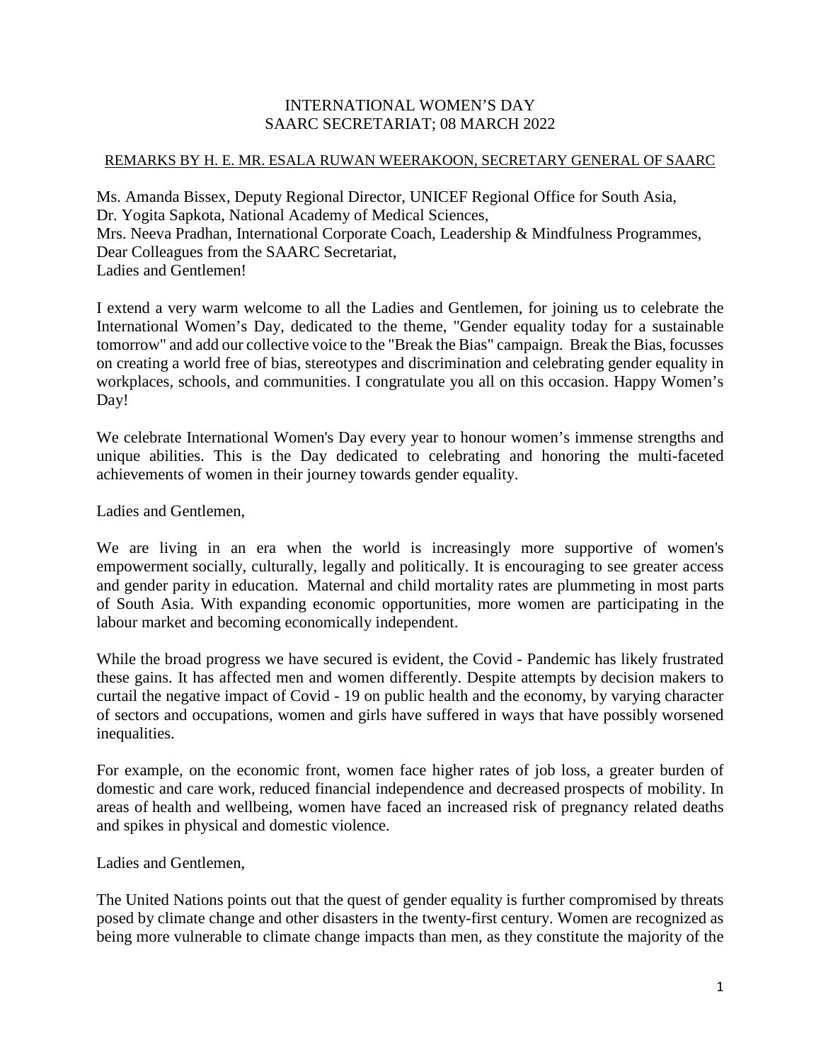# INTERNATIONAL WOMEN'S DAY
## SAARC SECRETARIAT; 08 MARCH 2022

REMARKS BY H. E. MR. ESALA RUWAN WEERAKOON, SECRETARY GENERAL OF SAARC

Ms. Amanda Bissex, Deputy Regional Director, UNICEF Regional Office for South Asia,
Dr. Yogita Sapkota, National Academy of Medical Sciences,
Mrs. Neeva Pradhan, International Corporate Coach, Leadership & Mindfulness Programmes,
Dear Colleagues from the SAARC Secretariat,
Ladies and Gentlemen!

I extend a very warm welcome to all the Ladies and Gentlemen, for joining us to celebrate the International Women's Day, dedicated to the theme, "Gender equality today for a sustainable tomorrow" and add our collective voice to the "Break the Bias" campaign. Break the Bias, focusses on creating a world free of bias, stereotypes and discrimination and celebrating gender equality in workplaces, schools, and communities. I congratulate you all on this occasion. Happy Women's Day!

We celebrate International Women's Day every year to honour women's immense strengths and unique abilities. This is the Day dedicated to celebrating and honoring the multi-faceted achievements of women in their journey towards gender equality.

Ladies and Gentlemen,

We are living in an era when the world is increasingly more supportive of women's empowerment socially, culturally, legally and politically. It is encouraging to see greater access and gender parity in education. Maternal and child mortality rates are plummeting in most parts of South Asia. With expanding economic opportunities, more women are participating in the labour market and becoming economically independent.

While the broad progress we have secured is evident, the Covid - Pandemic has likely frustrated these gains. It has affected men and women differently. Despite attempts by decision makers to curtail the negative impact of Covid - 19 on public health and the economy, by varying character of sectors and occupations, women and girls have suffered in ways that have possibly worsened inequalities.

For example, on the economic front, women face higher rates of job loss, a greater burden of domestic and care work, reduced financial independence and decreased prospects of mobility. In areas of health and wellbeing, women have faced an increased risk of pregnancy related deaths and spikes in physical and domestic violence.

Ladies and Gentlemen,

The United Nations points out that the quest of gender equality is further compromised by threats posed by climate change and other disasters in the twenty-first century. Women are recognized as being more vulnerable to climate change impacts than men, as they constitute the majority of the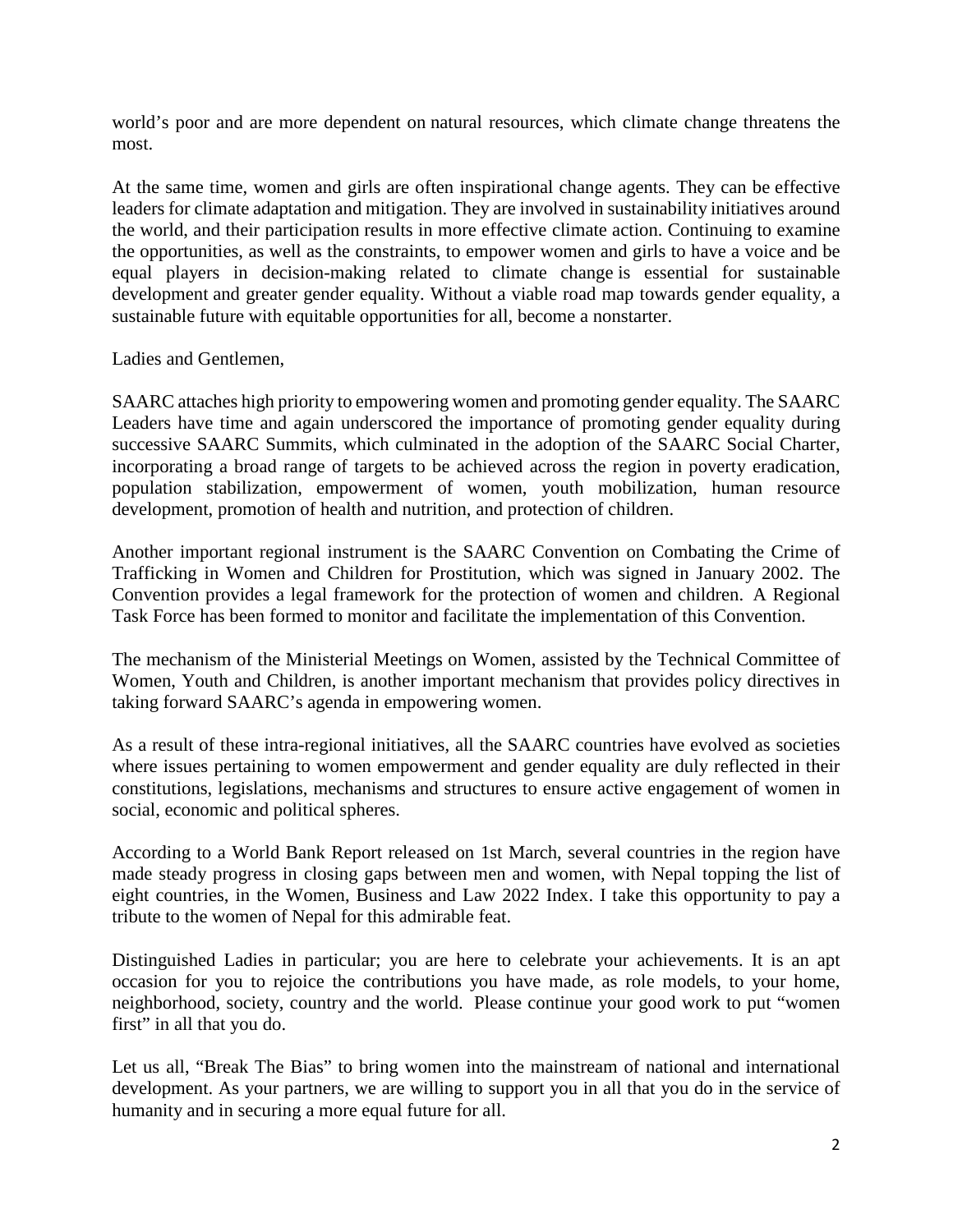world's poor and are more dependent on natural resources, which climate change threatens the most.

At the same time, women and girls are often inspirational change agents. They can be effective leaders for climate adaptation and mitigation. They are involved in sustainability initiatives around the world, and their participation results in more effective climate action. Continuing to examine the opportunities, as well as the constraints, to empower women and girls to have a voice and be equal players in decision-making related to climate change is essential for sustainable development and greater gender equality. Without a viable road map towards gender equality, a sustainable future with equitable opportunities for all, become a nonstarter.

Ladies and Gentlemen,

SAARC attaches high priority to empowering women and promoting gender equality. The SAARC Leaders have time and again underscored the importance of promoting gender equality during successive SAARC Summits, which culminated in the adoption of the SAARC Social Charter, incorporating a broad range of targets to be achieved across the region in poverty eradication, population stabilization, empowerment of women, youth mobilization, human resource development, promotion of health and nutrition, and protection of children.

Another important regional instrument is the SAARC Convention on Combating the Crime of Trafficking in Women and Children for Prostitution, which was signed in January 2002. The Convention provides a legal framework for the protection of women and children. A Regional Task Force has been formed to monitor and facilitate the implementation of this Convention.

The mechanism of the Ministerial Meetings on Women, assisted by the Technical Committee of Women, Youth and Children, is another important mechanism that provides policy directives in taking forward SAARC's agenda in empowering women.

As a result of these intra-regional initiatives, all the SAARC countries have evolved as societies where issues pertaining to women empowerment and gender equality are duly reflected in their constitutions, legislations, mechanisms and structures to ensure active engagement of women in social, economic and political spheres.

According to a World Bank Report released on 1st March, several countries in the region have made steady progress in closing gaps between men and women, with Nepal topping the list of eight countries, in the Women, Business and Law 2022 Index. I take this opportunity to pay a tribute to the women of Nepal for this admirable feat.

Distinguished Ladies in particular; you are here to celebrate your achievements. It is an apt occasion for you to rejoice the contributions you have made, as role models, to your home, neighborhood, society, country and the world. Please continue your good work to put "women first" in all that you do.

Let us all, "Break The Bias" to bring women into the mainstream of national and international development. As your partners, we are willing to support you in all that you do in the service of humanity and in securing a more equal future for all.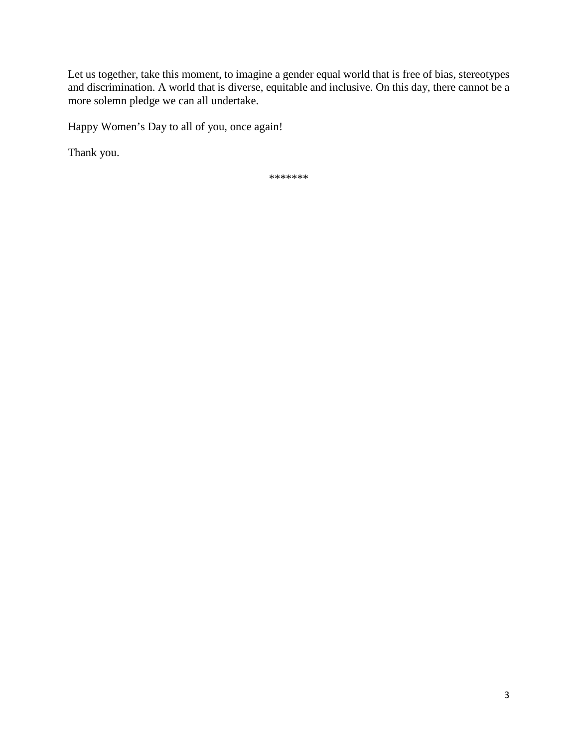Let us together, take this moment, to imagine a gender equal world that is free of bias, stereotypes and discrimination. A world that is diverse, equitable and inclusive. On this day, there cannot be a more solemn pledge we can all undertake.

Happy Women's Day to all of you, once again!

Thank you.

*******